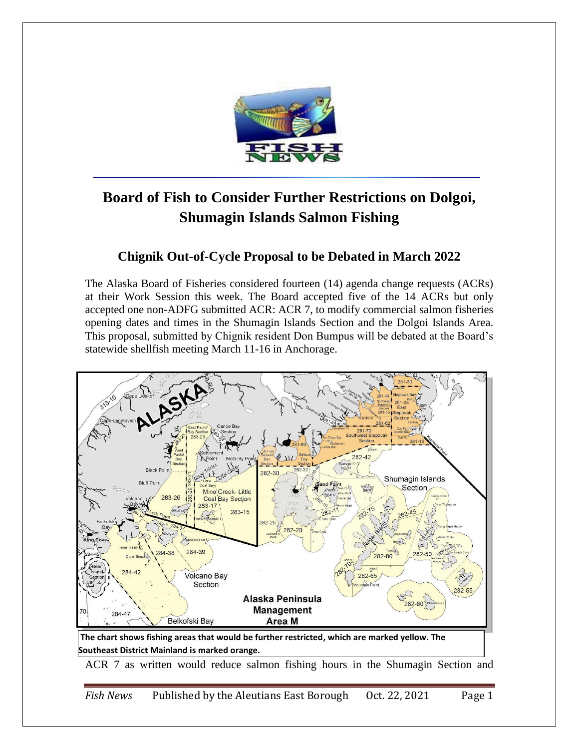# Board of Fish to Consider Further Restrictions on Dolgoi, Shumagin Islands Salmon Fishing

## Chignik Out-of-Cycle Proposal to be Debated in March 2022

The Alaska Board of Fisheries considered fourteen (14) agenda change requests (ACRs) at their Work Session this week. The Board accepted five of the 14 ACRs but only accepted one non-ADFG submitted ACR: ACR 7, to modify commercial salmon fisheries opening dates and times in the Shumagin Islands Section and the Dolgoi Islands Area. This proposal, submitted by Chignik resident Don Bumpus will be debated at the Board's statewide shellfish meeting March 11-16 in Anchorage.

**The chart shows fishing areas that would be further restricted, which are marked yellow. The Southeast District Mainland is marked orange.**

ACR 7 as written would reduce salmon fishing hours in the Shumagin Section and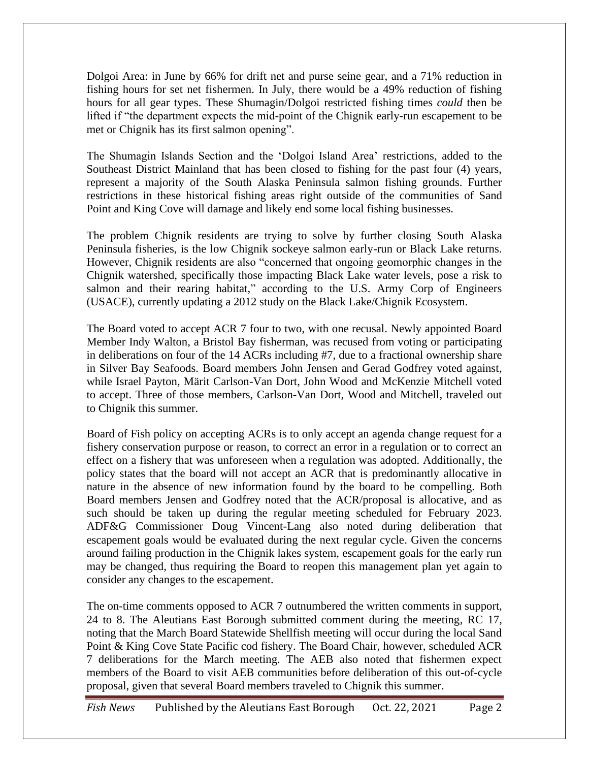Dolgoi Area: in June by 66% for drift net and purse seine gear, and a 71% reduction in fishing hours for set net fishermen. In July, there would be a 49% reduction of fishing hours for all gear types. These Shumagin/Dolgoi restricted fishing times *could* then be lifted if "the department expects the mid-point of the Chignik early-run escapement to be met or Chignik has its first salmon opening".

The Shumagin Islands Section and the 'Dolgoi Island Area' restrictions, added to the Southeast District Mainland that has been closed to fishing for the past four (4) years, represent a majority of the South Alaska Peninsula salmon fishing grounds. Further restrictions in these historical fishing areas right outside of the communities of Sand Point and King Cove will damage and likely end some local fishing businesses.

The problem Chignik residents are trying to solve by further closing South Alaska Peninsula fisheries, is the low Chignik sockeye salmon early-run or Black Lake returns. However, Chignik residents are also "concerned that ongoing geomorphic changes in the Chignik watershed, specifically those impacting Black Lake water levels, pose a risk to salmon and their rearing habitat," according to the U.S. Army Corp of Engineers (USACE), currently updating a 2012 study on the Black Lake/Chignik Ecosystem.

The Board voted to accept ACR 7 four to two, with one recusal. Newly appointed Board Member Indy Walton, a Bristol Bay fisherman, was recused from voting or participating in deliberations on four of the 14 ACRs including #7, due to a fractional ownership share in Silver Bay Seafoods. Board members John Jensen and Gerad Godfrey voted against, while Israel Payton, Märit Carlson-Van Dort, John Wood and McKenzie Mitchell voted to accept. Three of those members, Carlson-Van Dort, Wood and Mitchell, traveled out to Chignik this summer.

Board of Fish policy on accepting ACRs is to only accept an agenda change request for a fishery conservation purpose or reason, to correct an error in a regulation or to correct an effect on a fishery that was unforeseen when a regulation was adopted. Additionally, the policy states that the board will not accept an ACR that is predominantly allocative in nature in the absence of new information found by the board to be compelling. Both Board members Jensen and Godfrey noted that the ACR/proposal is allocative, and as such should be taken up during the regular meeting scheduled for February 2023. ADF&G Commissioner Doug Vincent-Lang also noted during deliberation that escapement goals would be evaluated during the next regular cycle. Given the concerns around failing production in the Chignik lakes system, escapement goals for the early run may be changed, thus requiring the Board to reopen this management plan yet again to consider any changes to the escapement.

The on-time comments opposed to ACR 7 outnumbered the written comments in support, 24 to 8. The Aleutians East Borough submitted comment during the meeting, RC 17, noting that the March Board Statewide Shellfish meeting will occur during the local Sand Point & King Cove State Pacific cod fishery. The Board Chair, however, scheduled ACR 7 deliberations for the March meeting. The AEB also noted that fishermen expect members of the Board to visit AEB communities before deliberation of this out-of-cycle proposal, given that several Board members traveled to Chignik this summer.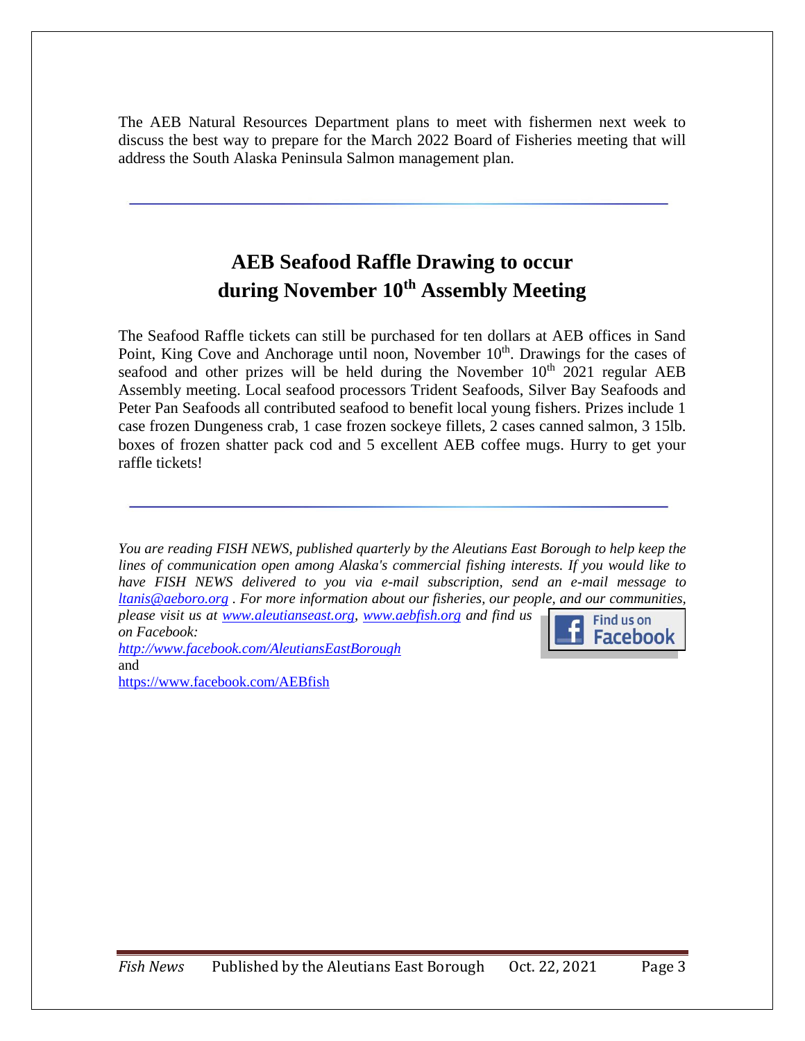The AEB Natural Resources Department plans to meet with fishermen next week to discuss the best way to prepare for the March 2022 Board of Fisheries meeting that will address the South Alaska Peninsula Salmon management plan.

---

## AEB Seafood Raffle Drawing to occur during November 10th Assembly Meeting

The Seafood Raffle tickets can still be purchased for ten dollars at AEB offices in Sand Point, King Cove and Anchorage until noon, November 10th. Drawings for the cases of seafood and other prizes will be held during the November 10th 2021 regular AEB Assembly meeting. Local seafood processors Trident Seafoods, Silver Bay Seafoods and Peter Pan Seafoods all contributed seafood to benefit local young fishers. Prizes include 1 case frozen Dungeness crab, 1 case frozen sockeye fillets, 2 cases canned salmon, 3 15lb. boxes of frozen shatter pack cod and 5 excellent AEB coffee mugs. Hurry to get your raffle tickets!

---

*You are reading FISH NEWS, published quarterly by the Aleutians East Borough to help keep the lines of communication open among Alaska's commercial fishing interests. If you would like to have FISH NEWS delivered to you via e-mail subscription, send an e-mail message to [ltanis@aeboro.org](mailto:ltanis@aeboro.org) . For more information about our fisheries, our people, and our communities, please visit us at [www.aleutianseast.org](http://www.aleutianseast.org), [www.aebfish.org](http://www.aebfish.org) and find us on Facebook:*

*[http://www.facebook.com/AleutiansEastBorough](http://www.facebook.com/AleutiansEastBorough)*

and

[https://www.facebook.com/AEBfish](https://www.facebook.com/AEBfish)

Find us on Facebook